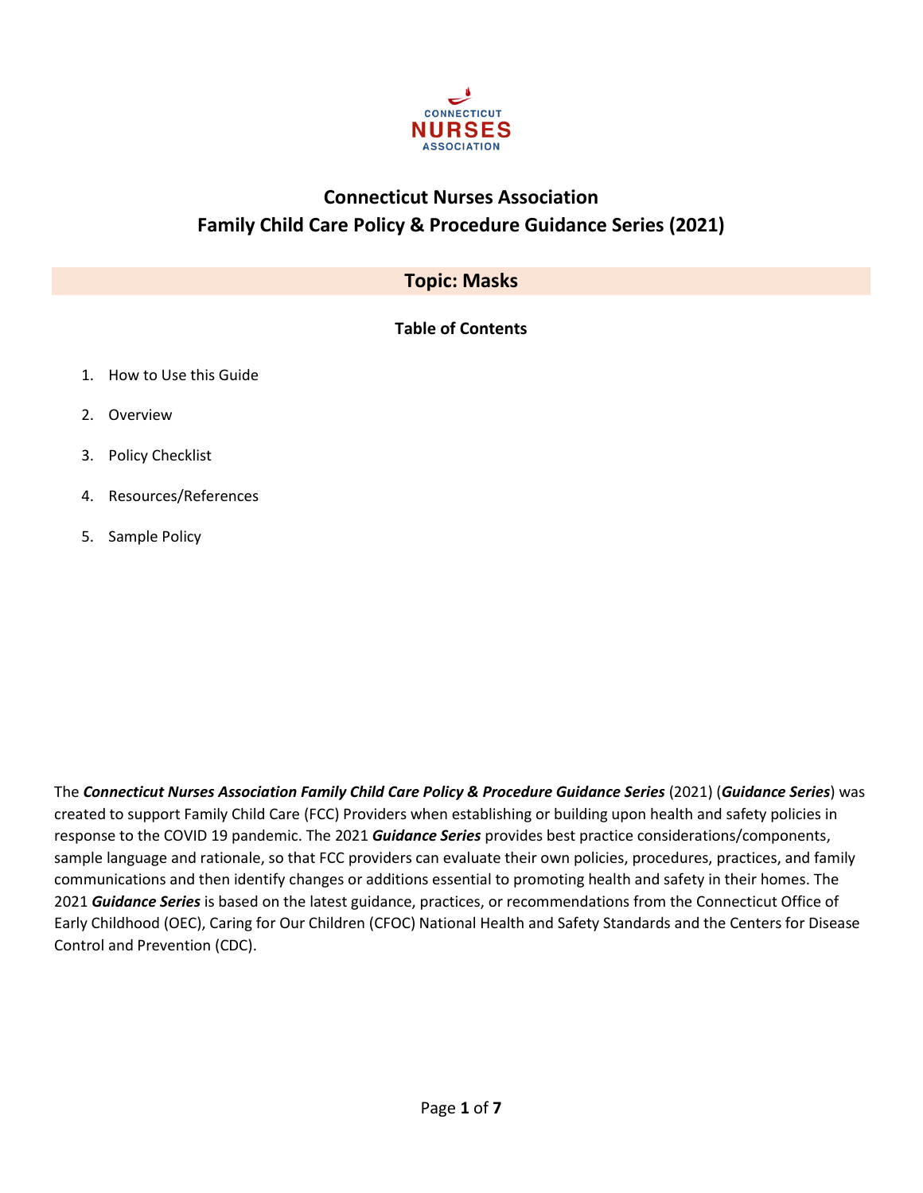CONNECTICUT NURSES ASSOCIATION

# Connecticut Nurses Association
# Family Child Care Policy & Procedure Guidance Series (2021)

## Topic: Masks

### Table of Contents

1. How to Use this Guide
2. Overview
3. Policy Checklist
4. Resources/References
5. Sample Policy

The ***Connecticut Nurses Association Family Child Care Policy & Procedure Guidance Series*** (2021) (***Guidance Series***) was created to support Family Child Care (FCC) Providers when establishing or building upon health and safety policies in response to the COVID 19 pandemic. The 2021 ***Guidance Series*** provides best practice considerations/components, sample language and rationale, so that FCC providers can evaluate their own policies, procedures, practices, and family communications and then identify changes or additions essential to promoting health and safety in their homes. The 2021 ***Guidance Series*** is based on the latest guidance, practices, or recommendations from the Connecticut Office of Early Childhood (OEC), Caring for Our Children (CFOC) National Health and Safety Standards and the Centers for Disease Control and Prevention (CDC).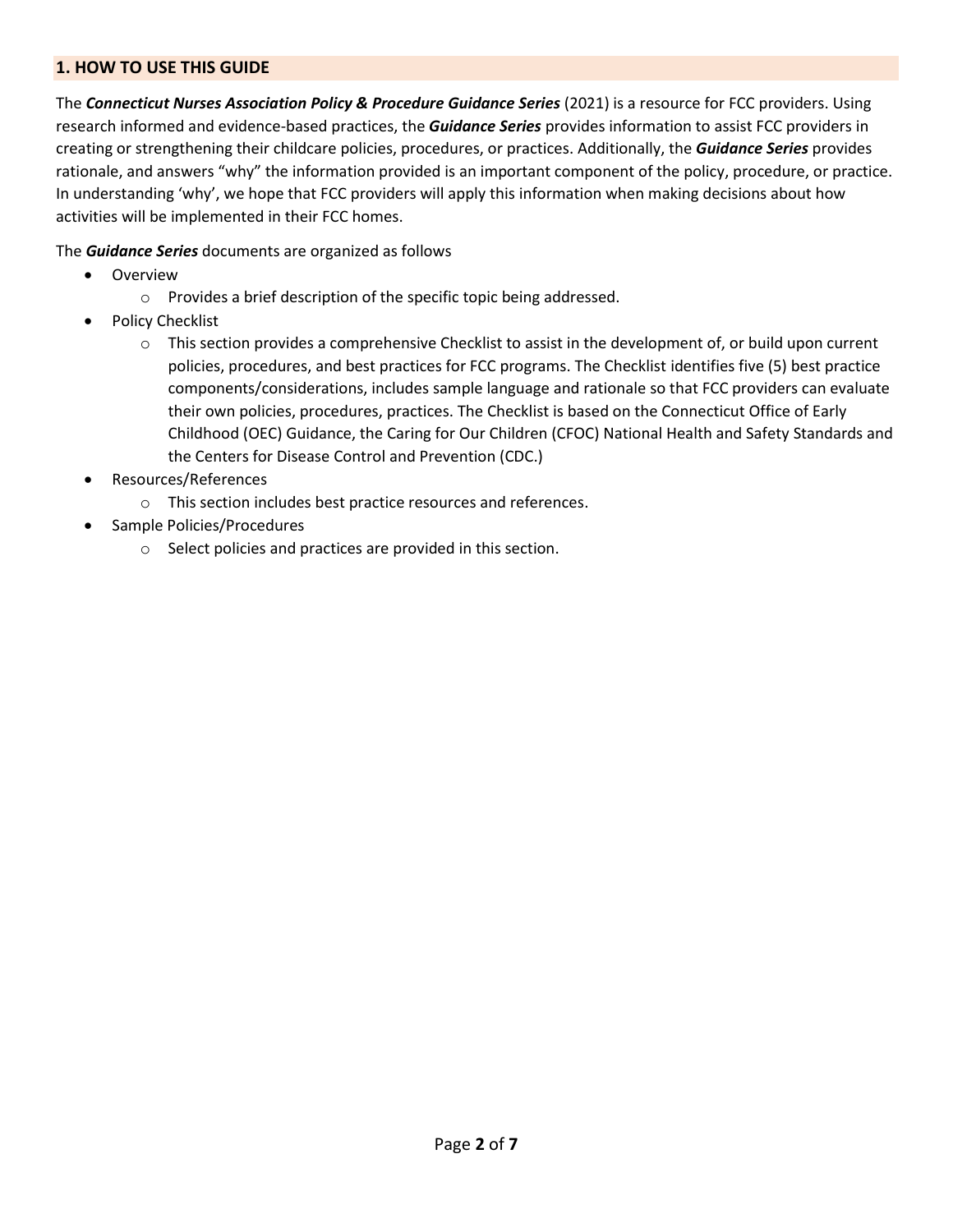## 1. HOW TO USE THIS GUIDE

The ***Connecticut Nurses Association Policy & Procedure Guidance Series*** (2021) is a resource for FCC providers. Using research informed and evidence-based practices, the ***Guidance Series*** provides information to assist FCC providers in creating or strengthening their childcare policies, procedures, or practices. Additionally, the ***Guidance Series*** provides rationale, and answers "why" the information provided is an important component of the policy, procedure, or practice. In understanding 'why', we hope that FCC providers will apply this information when making decisions about how activities will be implemented in their FCC homes.

The ***Guidance Series*** documents are organized as follows

- Overview
  - Provides a brief description of the specific topic being addressed.
- Policy Checklist
  - This section provides a comprehensive Checklist to assist in the development of, or build upon current policies, procedures, and best practices for FCC programs. The Checklist identifies five (5) best practice components/considerations, includes sample language and rationale so that FCC providers can evaluate their own policies, procedures, practices. The Checklist is based on the Connecticut Office of Early Childhood (OEC) Guidance, the Caring for Our Children (CFOC) National Health and Safety Standards and the Centers for Disease Control and Prevention (CDC.)
- Resources/References
  - This section includes best practice resources and references.
- Sample Policies/Procedures
  - Select policies and practices are provided in this section.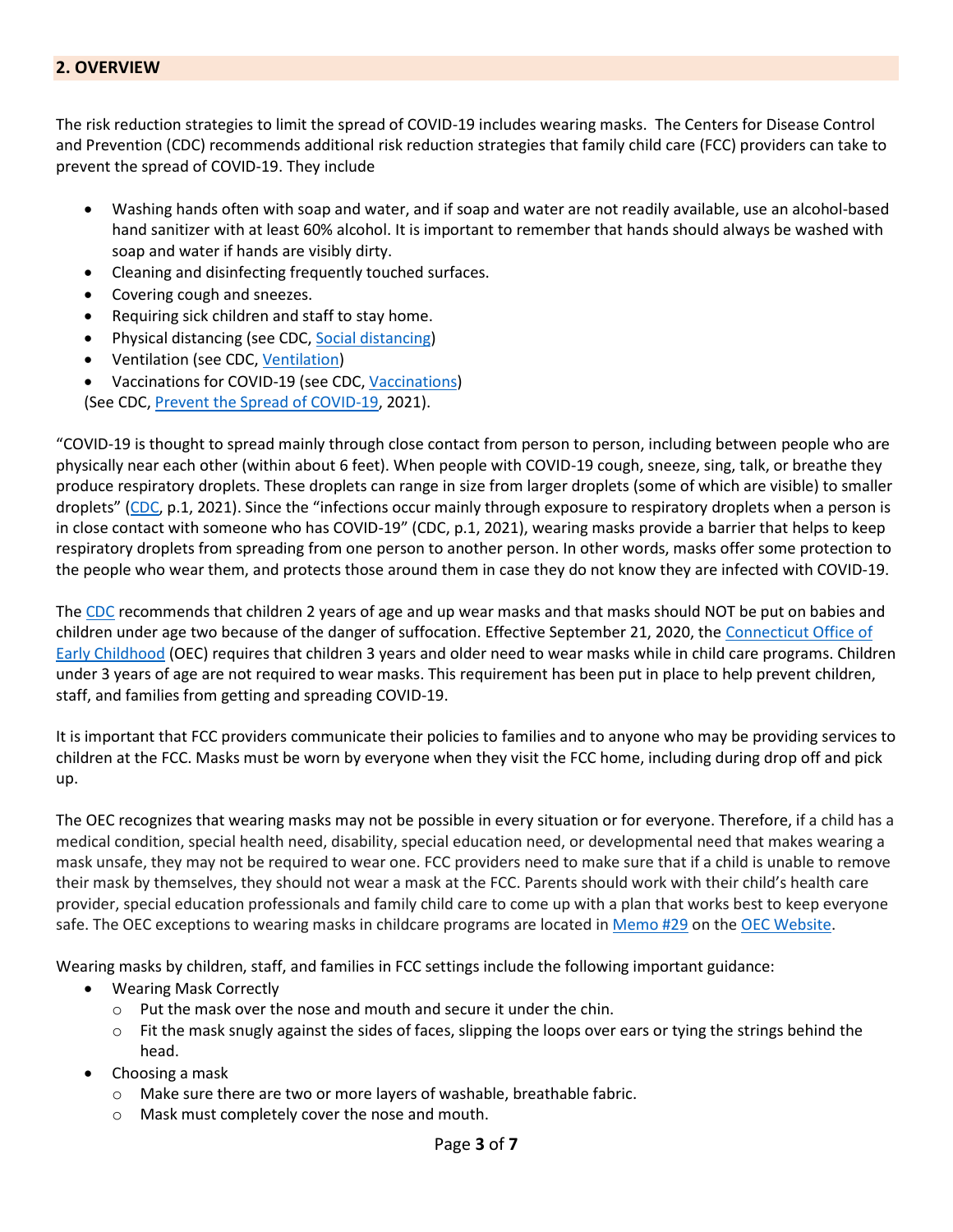## 2. OVERVIEW

The risk reduction strategies to limit the spread of COVID-19 includes wearing masks. The Centers for Disease Control and Prevention (CDC) recommends additional risk reduction strategies that family child care (FCC) providers can take to prevent the spread of COVID-19. They include

- Washing hands often with soap and water, and if soap and water are not readily available, use an alcohol-based hand sanitizer with at least 60% alcohol. It is important to remember that hands should always be washed with soap and water if hands are visibly dirty.
- Cleaning and disinfecting frequently touched surfaces.
- Covering cough and sneezes.
- Requiring sick children and staff to stay home.
- Physical distancing (see CDC, Social distancing)
- Ventilation (see CDC, Ventilation)
- Vaccinations for COVID-19 (see CDC, Vaccinations)

(See CDC, Prevent the Spread of COVID-19, 2021).

"COVID-19 is thought to spread mainly through close contact from person to person, including between people who are physically near each other (within about 6 feet). When people with COVID-19 cough, sneeze, sing, talk, or breathe they produce respiratory droplets. These droplets can range in size from larger droplets (some of which are visible) to smaller droplets" (CDC, p.1, 2021). Since the "infections occur mainly through exposure to respiratory droplets when a person is in close contact with someone who has COVID-19" (CDC, p.1, 2021), wearing masks provide a barrier that helps to keep respiratory droplets from spreading from one person to another person. In other words, masks offer some protection to the people who wear them, and protects those around them in case they do not know they are infected with COVID-19.

The CDC recommends that children 2 years of age and up wear masks and that masks should NOT be put on babies and children under age two because of the danger of suffocation. Effective September 21, 2020, the Connecticut Office of Early Childhood (OEC) requires that children 3 years and older need to wear masks while in child care programs. Children under 3 years of age are not required to wear masks. This requirement has been put in place to help prevent children, staff, and families from getting and spreading COVID-19.

It is important that FCC providers communicate their policies to families and to anyone who may be providing services to children at the FCC. Masks must be worn by everyone when they visit the FCC home, including during drop off and pick up.

The OEC recognizes that wearing masks may not be possible in every situation or for everyone. Therefore, if a child has a medical condition, special health need, disability, special education need, or developmental need that makes wearing a mask unsafe, they may not be required to wear one. FCC providers need to make sure that if a child is unable to remove their mask by themselves, they should not wear a mask at the FCC. Parents should work with their child's health care provider, special education professionals and family child care to come up with a plan that works best to keep everyone safe. The OEC exceptions to wearing masks in childcare programs are located in Memo #29 on the OEC Website.

Wearing masks by children, staff, and families in FCC settings include the following important guidance:

- Wearing Mask Correctly
  - Put the mask over the nose and mouth and secure it under the chin.
  - Fit the mask snugly against the sides of faces, slipping the loops over ears or tying the strings behind the head.
- Choosing a mask
  - Make sure there are two or more layers of washable, breathable fabric.
  - Mask must completely cover the nose and mouth.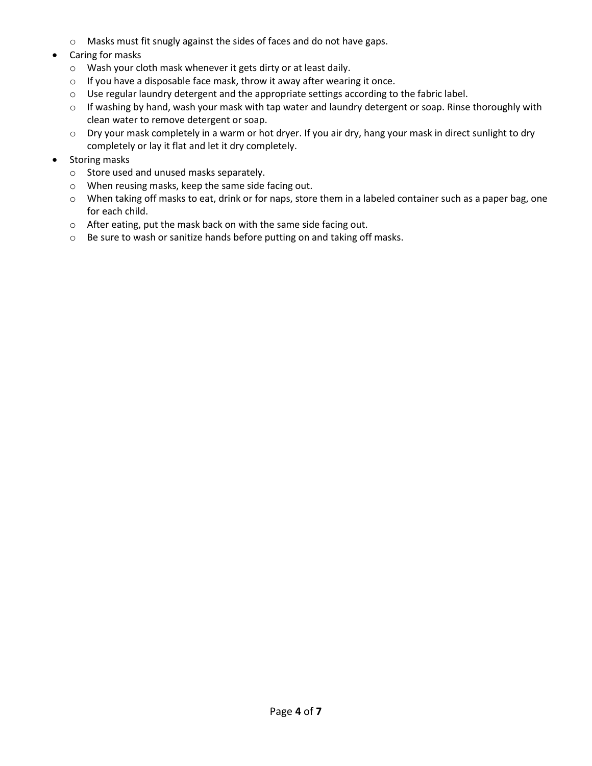- Masks must fit snugly against the sides of faces and do not have gaps.
- Caring for masks
  - Wash your cloth mask whenever it gets dirty or at least daily.
  - If you have a disposable face mask, throw it away after wearing it once.
  - Use regular laundry detergent and the appropriate settings according to the fabric label.
  - If washing by hand, wash your mask with tap water and laundry detergent or soap. Rinse thoroughly with clean water to remove detergent or soap.
  - Dry your mask completely in a warm or hot dryer. If you air dry, hang your mask in direct sunlight to dry completely or lay it flat and let it dry completely.
- Storing masks
  - Store used and unused masks separately.
  - When reusing masks, keep the same side facing out.
  - When taking off masks to eat, drink or for naps, store them in a labeled container such as a paper bag, one for each child.
  - After eating, put the mask back on with the same side facing out.
  - Be sure to wash or sanitize hands before putting on and taking off masks.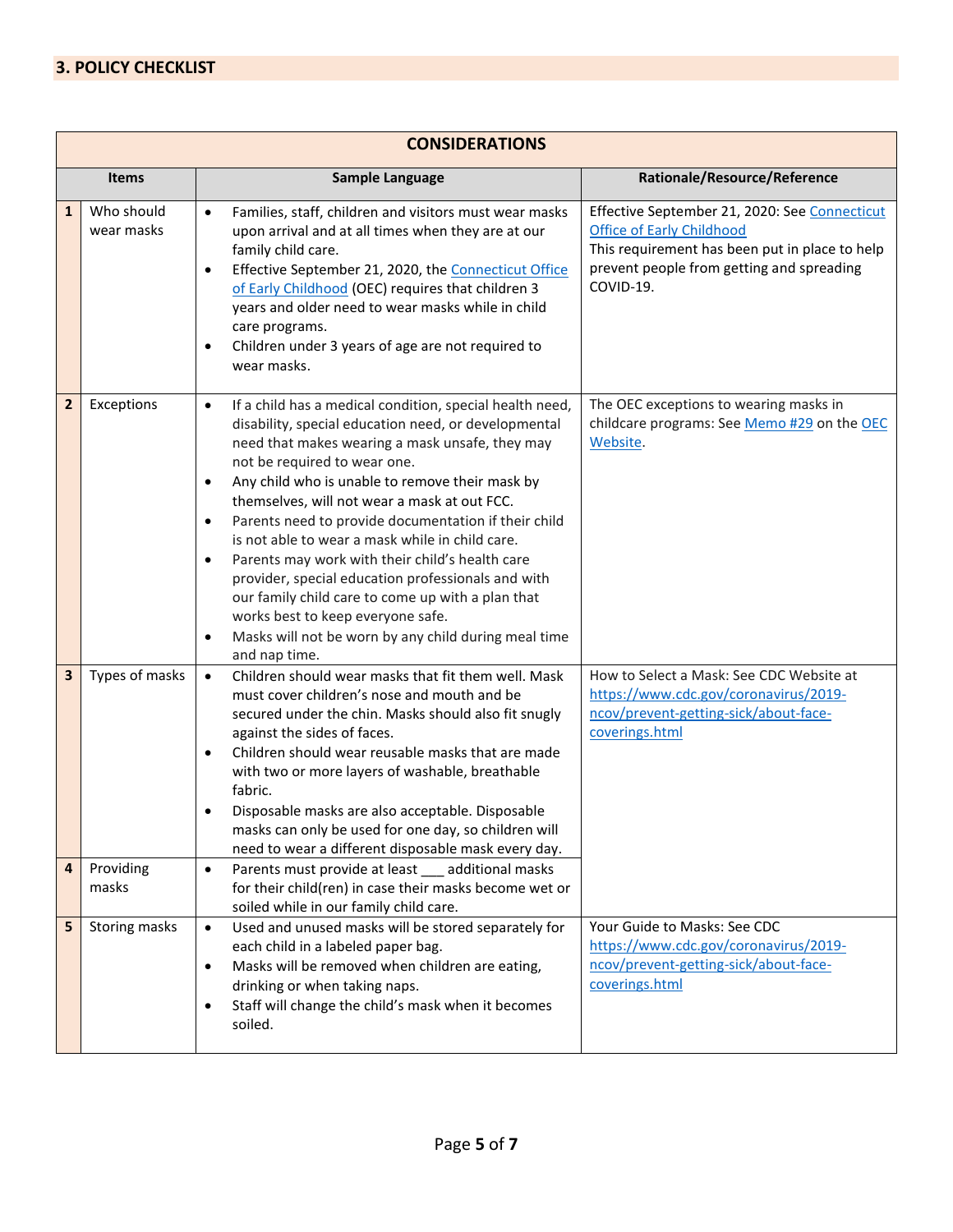## 3. POLICY CHECKLIST

| CONSIDERATIONS | | | |
|---|---|---|---|
| | **Items** | **Sample Language** | **Rationale/Resource/Reference** |
| 1 | Who should wear masks | • Families, staff, children and visitors must wear masks upon arrival and at all times when they are at our family child care.<br>• Effective September 21, 2020, the Connecticut Office of Early Childhood (OEC) requires that children 3 years and older need to wear masks while in child care programs.<br>• Children under 3 years of age are not required to wear masks. | Effective September 21, 2020: See Connecticut Office of Early Childhood<br>This requirement has been put in place to help prevent people from getting and spreading COVID-19. |
| 2 | Exceptions | • If a child has a medical condition, special health need, disability, special education need, or developmental need that makes wearing a mask unsafe, they may not be required to wear one.<br>• Any child who is unable to remove their mask by themselves, will not wear a mask at out FCC.<br>• Parents need to provide documentation if their child is not able to wear a mask while in child care.<br>• Parents may work with their child's health care provider, special education professionals and with our family child care to come up with a plan that works best to keep everyone safe.<br>• Masks will not be worn by any child during meal time and nap time. | The OEC exceptions to wearing masks in childcare programs: See Memo #29 on the OEC Website. |
| 3 | Types of masks | • Children should wear masks that fit them well. Mask must cover children's nose and mouth and be secured under the chin. Masks should also fit snugly against the sides of faces.<br>• Children should wear reusable masks that are made with two or more layers of washable, breathable fabric.<br>• Disposable masks are also acceptable. Disposable masks can only be used for one day, so children will need to wear a different disposable mask every day. | How to Select a Mask: See CDC Website at https://www.cdc.gov/coronavirus/2019-ncov/prevent-getting-sick/about-face-coverings.html |
| 4 | Providing masks | • Parents must provide at least ___ additional masks for their child(ren) in case their masks become wet or soiled while in our family child care. | |
| 5 | Storing masks | • Used and unused masks will be stored separately for each child in a labeled paper bag.<br>• Masks will be removed when children are eating, drinking or when taking naps.<br>• Staff will change the child's mask when it becomes soiled. | Your Guide to Masks: See CDC https://www.cdc.gov/coronavirus/2019-ncov/prevent-getting-sick/about-face-coverings.html |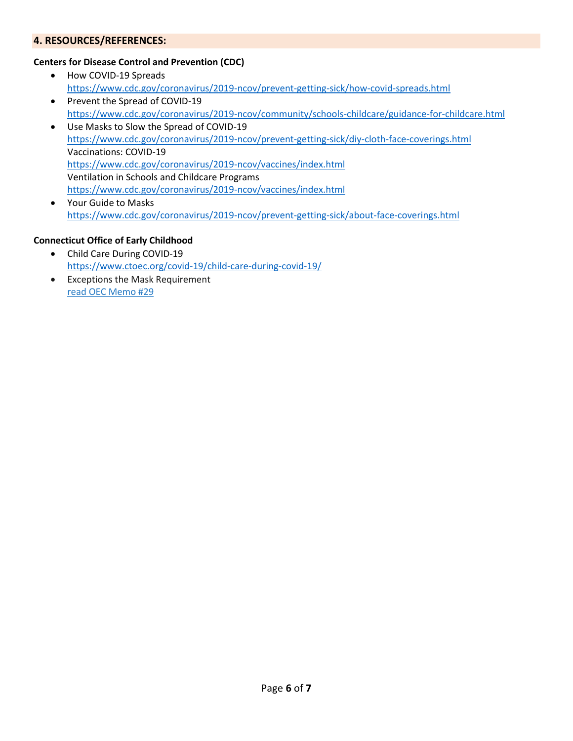## 4. RESOURCES/REFERENCES:

**Centers for Disease Control and Prevention (CDC)**

- How COVID-19 Spreads
  https://www.cdc.gov/coronavirus/2019-ncov/prevent-getting-sick/how-covid-spreads.html
- Prevent the Spread of COVID-19
  https://www.cdc.gov/coronavirus/2019-ncov/community/schools-childcare/guidance-for-childcare.html
- Use Masks to Slow the Spread of COVID-19
  https://www.cdc.gov/coronavirus/2019-ncov/prevent-getting-sick/diy-cloth-face-coverings.html
  Vaccinations: COVID-19
  https://www.cdc.gov/coronavirus/2019-ncov/vaccines/index.html
  Ventilation in Schools and Childcare Programs
  https://www.cdc.gov/coronavirus/2019-ncov/vaccines/index.html
- Your Guide to Masks
  https://www.cdc.gov/coronavirus/2019-ncov/prevent-getting-sick/about-face-coverings.html

**Connecticut Office of Early Childhood**

- Child Care During COVID-19
  https://www.ctoec.org/covid-19/child-care-during-covid-19/
- Exceptions the Mask Requirement
  read OEC Memo #29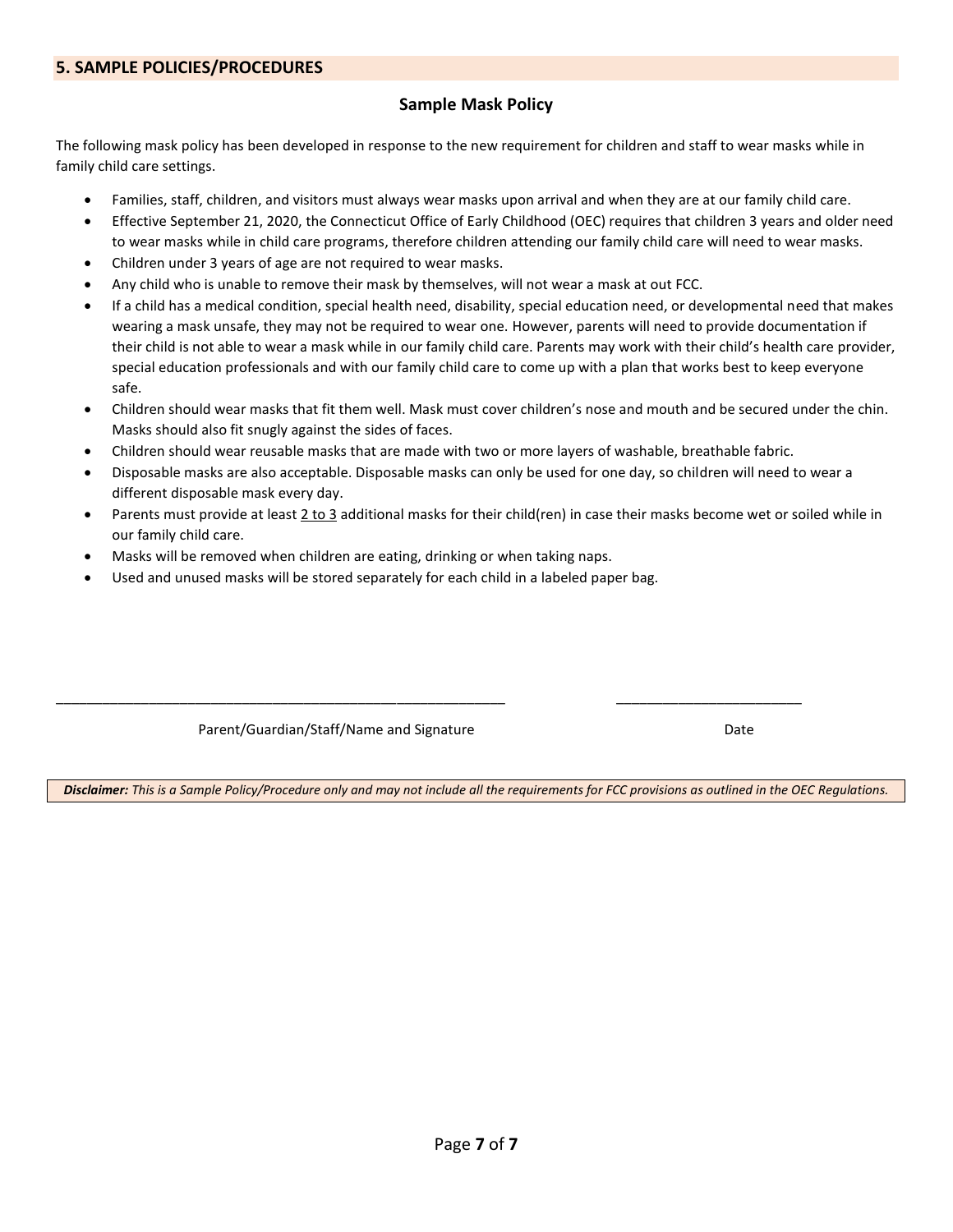## 5. SAMPLE POLICIES/PROCEDURES

### Sample Mask Policy

The following mask policy has been developed in response to the new requirement for children and staff to wear masks while in family child care settings.

- Families, staff, children, and visitors must always wear masks upon arrival and when they are at our family child care.
- Effective September 21, 2020, the Connecticut Office of Early Childhood (OEC) requires that children 3 years and older need to wear masks while in child care programs, therefore children attending our family child care will need to wear masks.
- Children under 3 years of age are not required to wear masks.
- Any child who is unable to remove their mask by themselves, will not wear a mask at out FCC.
- If a child has a medical condition, special health need, disability, special education need, or developmental need that makes wearing a mask unsafe, they may not be required to wear one. However, parents will need to provide documentation if their child is not able to wear a mask while in our family child care. Parents may work with their child's health care provider, special education professionals and with our family child care to come up with a plan that works best to keep everyone safe.
- Children should wear masks that fit them well. Mask must cover children's nose and mouth and be secured under the chin. Masks should also fit snugly against the sides of faces.
- Children should wear reusable masks that are made with two or more layers of washable, breathable fabric.
- Disposable masks are also acceptable. Disposable masks can only be used for one day, so children will need to wear a different disposable mask every day.
- Parents must provide at least 2 to 3 additional masks for their child(ren) in case their masks become wet or soiled while in our family child care.
- Masks will be removed when children are eating, drinking or when taking naps.
- Used and unused masks will be stored separately for each child in a labeled paper bag.

\_\_\_\_\_\_\_\_\_\_\_\_\_\_\_\_\_\_\_\_\_\_\_\_\_\_\_\_\_\_\_\_\_\_\_\_\_\_\_\_\_\_\_\_\_\_\_\_\_\_\_\_ &nbsp;&nbsp;&nbsp;&nbsp; \_\_\_\_\_\_\_\_\_\_\_\_\_\_\_\_\_\_\_\_\_\_\_\_

Parent/Guardian/Staff/Name and Signature &nbsp;&nbsp;&nbsp;&nbsp; Date

***Disclaimer:*** *This is a Sample Policy/Procedure only and may not include all the requirements for FCC provisions as outlined in the OEC Regulations.*